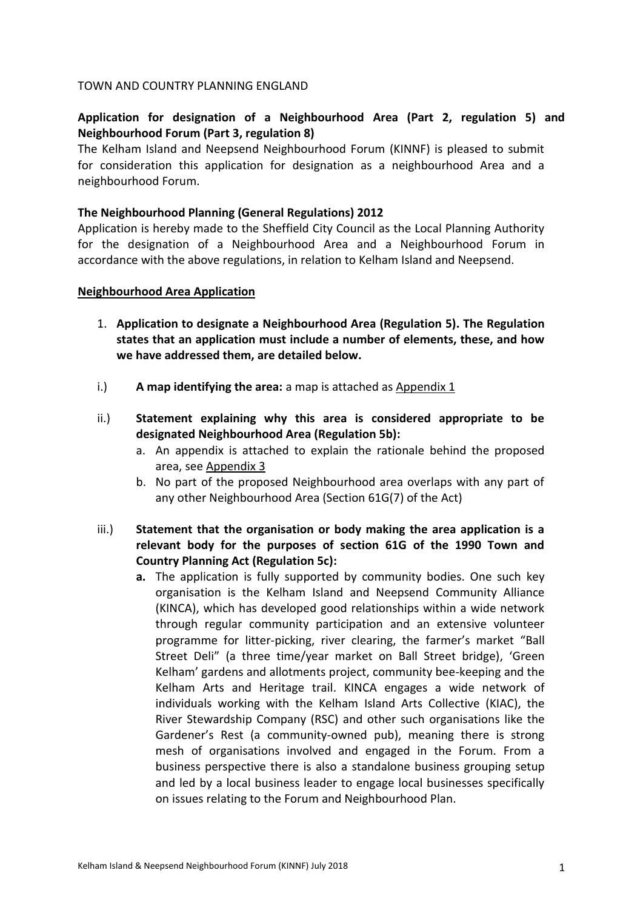TOWN AND COUNTRY PLANNING ENGLAND

**Application for designation of a Neighbourhood Area (Part 2, regulation 5) and Neighbourhood Forum (Part 3, regulation 8)**

The Kelham Island and Neepsend Neighbourhood Forum (KINNF) is pleased to submit for consideration this application for designation as a neighbourhood Area and a neighbourhood Forum.

**The Neighbourhood Planning (General Regulations) 2012**

Application is hereby made to the Sheffield City Council as the Local Planning Authority for the designation of a Neighbourhood Area and a Neighbourhood Forum in accordance with the above regulations, in relation to Kelham Island and Neepsend.

**<u>Neighbourhood Area Application</u>**

1. **Application to designate a Neighbourhood Area (Regulation 5). The Regulation states that an application must include a number of elements, these, and how we have addressed them, are detailed below.**

i.) **A map identifying the area:** a map is attached as <u>Appendix 1</u>

ii.) **Statement explaining why this area is considered appropriate to be designated Neighbourhood Area (Regulation 5b):**

   a. An appendix is attached to explain the rationale behind the proposed area, see <u>Appendix 3</u>

   b. No part of the proposed Neighbourhood area overlaps with any part of any other Neighbourhood Area (Section 61G(7) of the Act)

iii.) **Statement that the organisation or body making the area application is a relevant body for the purposes of section 61G of the 1990 Town and Country Planning Act (Regulation 5c):**

   **a.** The application is fully supported by community bodies. One such key organisation is the Kelham Island and Neepsend Community Alliance (KINCA), which has developed good relationships within a wide network through regular community participation and an extensive volunteer programme for litter-picking, river clearing, the farmer's market "Ball Street Deli" (a three time/year market on Ball Street bridge), 'Green Kelham' gardens and allotments project, community bee-keeping and the Kelham Arts and Heritage trail. KINCA engages a wide network of individuals working with the Kelham Island Arts Collective (KIAC), the River Stewardship Company (RSC) and other such organisations like the Gardener's Rest (a community-owned pub), meaning there is strong mesh of organisations involved and engaged in the Forum. From a business perspective there is also a standalone business grouping setup and led by a local business leader to engage local businesses specifically on issues relating to the Forum and Neighbourhood Plan.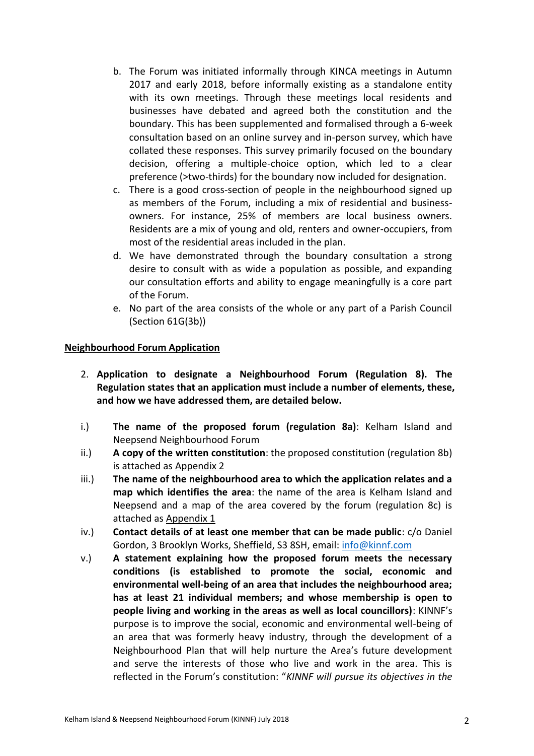b. The Forum was initiated informally through KINCA meetings in Autumn 2017 and early 2018, before informally existing as a standalone entity with its own meetings. Through these meetings local residents and businesses have debated and agreed both the constitution and the boundary. This has been supplemented and formalised through a 6-week consultation based on an online survey and in-person survey, which have collated these responses. This survey primarily focused on the boundary decision, offering a multiple-choice option, which led to a clear preference (>two-thirds) for the boundary now included for designation.

c. There is a good cross-section of people in the neighbourhood signed up as members of the Forum, including a mix of residential and business-owners. For instance, 25% of members are local business owners. Residents are a mix of young and old, renters and owner-occupiers, from most of the residential areas included in the plan.

d. We have demonstrated through the boundary consultation a strong desire to consult with as wide a population as possible, and expanding our consultation efforts and ability to engage meaningfully is a core part of the Forum.

e. No part of the area consists of the whole or any part of a Parish Council (Section 61G(3b))

## Neighbourhood Forum Application

2. **Application to designate a Neighbourhood Forum (Regulation 8). The Regulation states that an application must include a number of elements, these, and how we have addressed them, are detailed below.**

i.) **The name of the proposed forum (regulation 8a)**: Kelham Island and Neepsend Neighbourhood Forum

ii.) **A copy of the written constitution**: the proposed constitution (regulation 8b) is attached as Appendix 2

iii.) **The name of the neighbourhood area to which the application relates and a map which identifies the area**: the name of the area is Kelham Island and Neepsend and a map of the area covered by the forum (regulation 8c) is attached as Appendix 1

iv.) **Contact details of at least one member that can be made public**: c/o Daniel Gordon, 3 Brooklyn Works, Sheffield, S3 8SH, email: info@kinnf.com

v.) **A statement explaining how the proposed forum meets the necessary conditions (is established to promote the social, economic and environmental well-being of an area that includes the neighbourhood area; has at least 21 individual members; and whose membership is open to people living and working in the areas as well as local councillors)**: KINNF's purpose is to improve the social, economic and environmental well-being of an area that was formerly heavy industry, through the development of a Neighbourhood Plan that will help nurture the Area's future development and serve the interests of those who live and work in the area. This is reflected in the Forum's constitution: "*KINNF will pursue its objectives in the*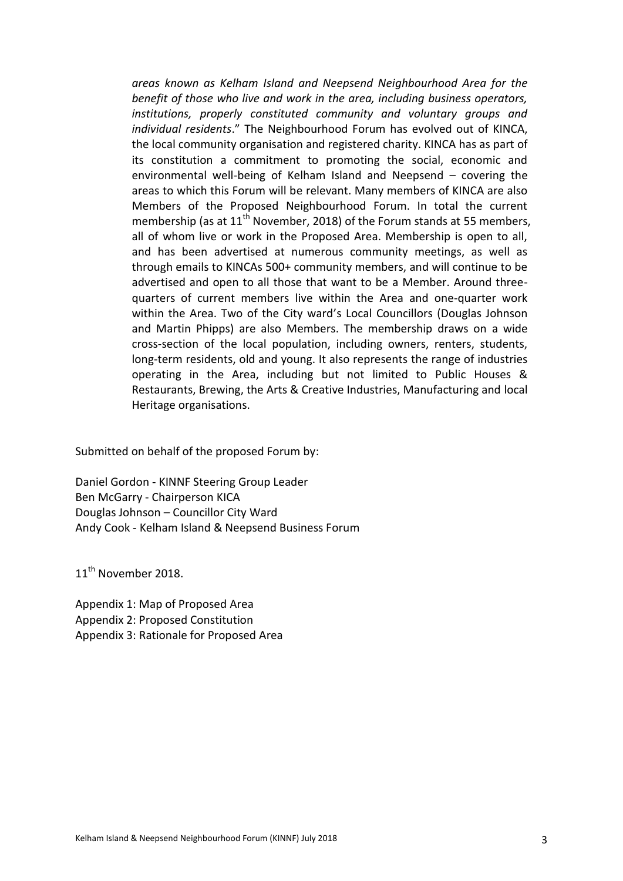*areas known as Kelham Island and Neepsend Neighbourhood Area for the benefit of those who live and work in the area, including business operators, institutions, properly constituted community and voluntary groups and individual residents*." The Neighbourhood Forum has evolved out of KINCA, the local community organisation and registered charity. KINCA has as part of its constitution a commitment to promoting the social, economic and environmental well-being of Kelham Island and Neepsend – covering the areas to which this Forum will be relevant. Many members of KINCA are also Members of the Proposed Neighbourhood Forum. In total the current membership (as at 11th November, 2018) of the Forum stands at 55 members, all of whom live or work in the Proposed Area. Membership is open to all, and has been advertised at numerous community meetings, as well as through emails to KINCAs 500+ community members, and will continue to be advertised and open to all those that want to be a Member. Around three-quarters of current members live within the Area and one-quarter work within the Area. Two of the City ward's Local Councillors (Douglas Johnson and Martin Phipps) are also Members. The membership draws on a wide cross-section of the local population, including owners, renters, students, long-term residents, old and young. It also represents the range of industries operating in the Area, including but not limited to Public Houses & Restaurants, Brewing, the Arts & Creative Industries, Manufacturing and local Heritage organisations.

Submitted on behalf of the proposed Forum by:

Daniel Gordon - KINNF Steering Group Leader
Ben McGarry - Chairperson KICA
Douglas Johnson – Councillor City Ward
Andy Cook - Kelham Island & Neepsend Business Forum

11th November 2018.

Appendix 1: Map of Proposed Area
Appendix 2: Proposed Constitution
Appendix 3: Rationale for Proposed Area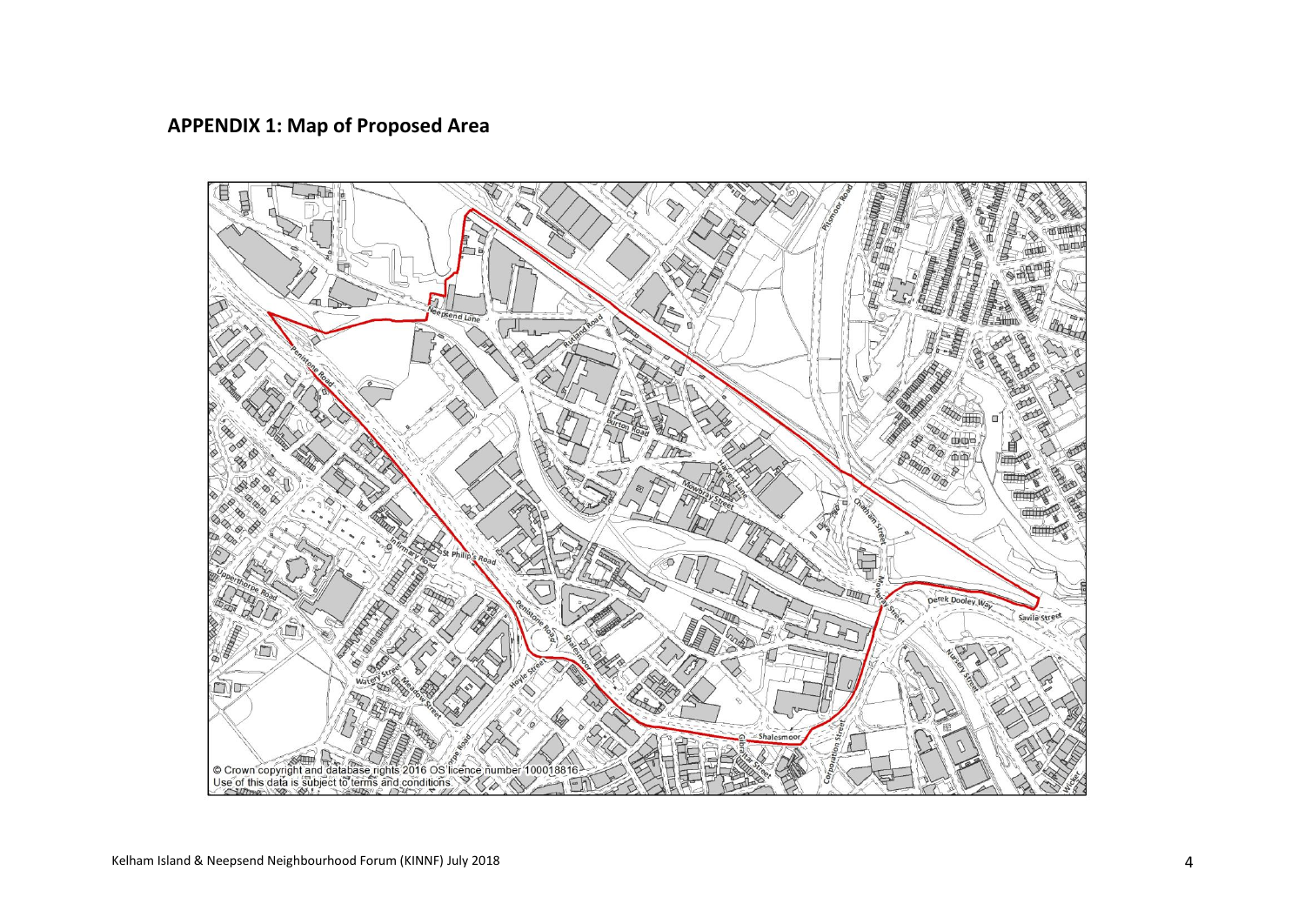## APPENDIX 1: Map of Proposed Area

© Crown copyright and database rights 2016 OS licence number 100018816
Use of this data is subject to terms and conditions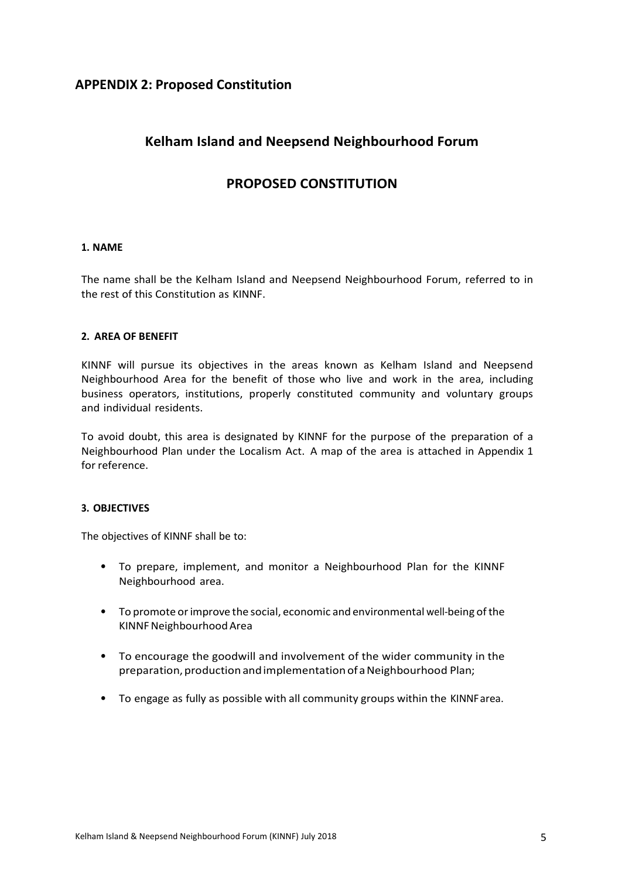## APPENDIX 2: Proposed Constitution

# Kelham Island and Neepsend Neighbourhood Forum

# PROPOSED CONSTITUTION

### 1. NAME

The name shall be the Kelham Island and Neepsend Neighbourhood Forum, referred to in the rest of this Constitution as KINNF.

### 2. AREA OF BENEFIT

KINNF will pursue its objectives in the areas known as Kelham Island and Neepsend Neighbourhood Area for the benefit of those who live and work in the area, including business operators, institutions, properly constituted community and voluntary groups and individual residents.

To avoid doubt, this area is designated by KINNF for the purpose of the preparation of a Neighbourhood Plan under the Localism Act. A map of the area is attached in Appendix 1 for reference.

### 3. OBJECTIVES

The objectives of KINNF shall be to:

- To prepare, implement, and monitor a Neighbourhood Plan for the KINNF Neighbourhood area.
- To promote or improve the social, economic and environmental well-being of the KINNF Neighbourhood Area
- To encourage the goodwill and involvement of the wider community in the preparation, production and implementation of a Neighbourhood Plan;
- To engage as fully as possible with all community groups within the KINNF area.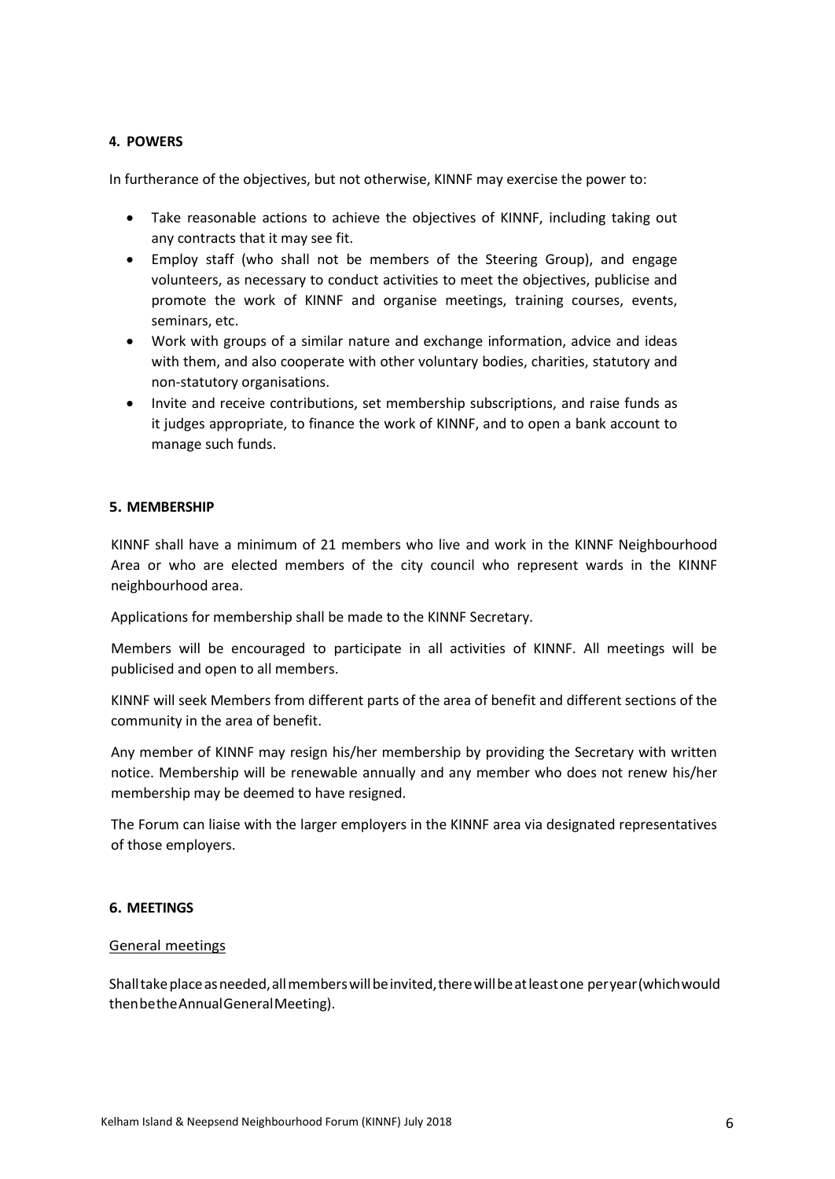#### 4. POWERS

In furtherance of the objectives, but not otherwise, KINNF may exercise the power to:

- Take reasonable actions to achieve the objectives of KINNF, including taking out any contracts that it may see fit.
- Employ staff (who shall not be members of the Steering Group), and engage volunteers, as necessary to conduct activities to meet the objectives, publicise and promote the work of KINNF and organise meetings, training courses, events, seminars, etc.
- Work with groups of a similar nature and exchange information, advice and ideas with them, and also cooperate with other voluntary bodies, charities, statutory and non-statutory organisations.
- Invite and receive contributions, set membership subscriptions, and raise funds as it judges appropriate, to finance the work of KINNF, and to open a bank account to manage such funds.

#### 5. MEMBERSHIP

KINNF shall have a minimum of 21 members who live and work in the KINNF Neighbourhood Area or who are elected members of the city council who represent wards in the KINNF neighbourhood area.

Applications for membership shall be made to the KINNF Secretary.

Members will be encouraged to participate in all activities of KINNF. All meetings will be publicised and open to all members.

KINNF will seek Members from different parts of the area of benefit and different sections of the community in the area of benefit.

Any member of KINNF may resign his/her membership by providing the Secretary with written notice. Membership will be renewable annually and any member who does not renew his/her membership may be deemed to have resigned.

The Forum can liaise with the larger employers in the KINNF area via designated representatives of those employers.

#### 6. MEETINGS

General meetings

Shall take place as needed, all members will be invited, there will be at least one per year (which would then be the Annual General Meeting).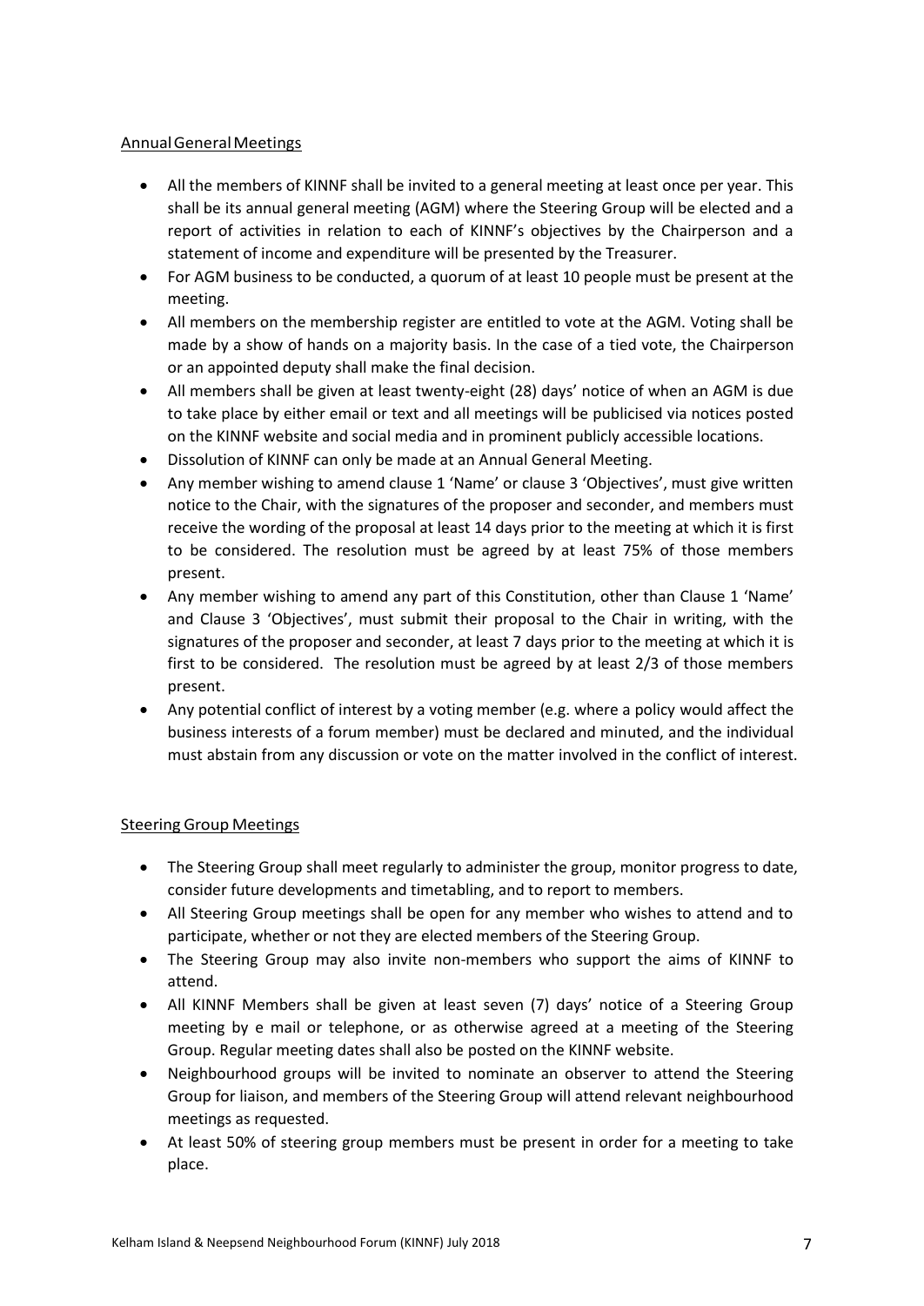## Annual General Meetings

- All the members of KINNF shall be invited to a general meeting at least once per year. This shall be its annual general meeting (AGM) where the Steering Group will be elected and a report of activities in relation to each of KINNF's objectives by the Chairperson and a statement of income and expenditure will be presented by the Treasurer.
- For AGM business to be conducted, a quorum of at least 10 people must be present at the meeting.
- All members on the membership register are entitled to vote at the AGM. Voting shall be made by a show of hands on a majority basis. In the case of a tied vote, the Chairperson or an appointed deputy shall make the final decision.
- All members shall be given at least twenty-eight (28) days' notice of when an AGM is due to take place by either email or text and all meetings will be publicised via notices posted on the KINNF website and social media and in prominent publicly accessible locations.
- Dissolution of KINNF can only be made at an Annual General Meeting.
- Any member wishing to amend clause 1 'Name' or clause 3 'Objectives', must give written notice to the Chair, with the signatures of the proposer and seconder, and members must receive the wording of the proposal at least 14 days prior to the meeting at which it is first to be considered. The resolution must be agreed by at least 75% of those members present.
- Any member wishing to amend any part of this Constitution, other than Clause 1 'Name' and Clause 3 'Objectives', must submit their proposal to the Chair in writing, with the signatures of the proposer and seconder, at least 7 days prior to the meeting at which it is first to be considered. The resolution must be agreed by at least 2/3 of those members present.
- Any potential conflict of interest by a voting member (e.g. where a policy would affect the business interests of a forum member) must be declared and minuted, and the individual must abstain from any discussion or vote on the matter involved in the conflict of interest.

## Steering Group Meetings

- The Steering Group shall meet regularly to administer the group, monitor progress to date, consider future developments and timetabling, and to report to members.
- All Steering Group meetings shall be open for any member who wishes to attend and to participate, whether or not they are elected members of the Steering Group.
- The Steering Group may also invite non-members who support the aims of KINNF to attend.
- All KINNF Members shall be given at least seven (7) days' notice of a Steering Group meeting by e mail or telephone, or as otherwise agreed at a meeting of the Steering Group. Regular meeting dates shall also be posted on the KINNF website.
- Neighbourhood groups will be invited to nominate an observer to attend the Steering Group for liaison, and members of the Steering Group will attend relevant neighbourhood meetings as requested.
- At least 50% of steering group members must be present in order for a meeting to take place.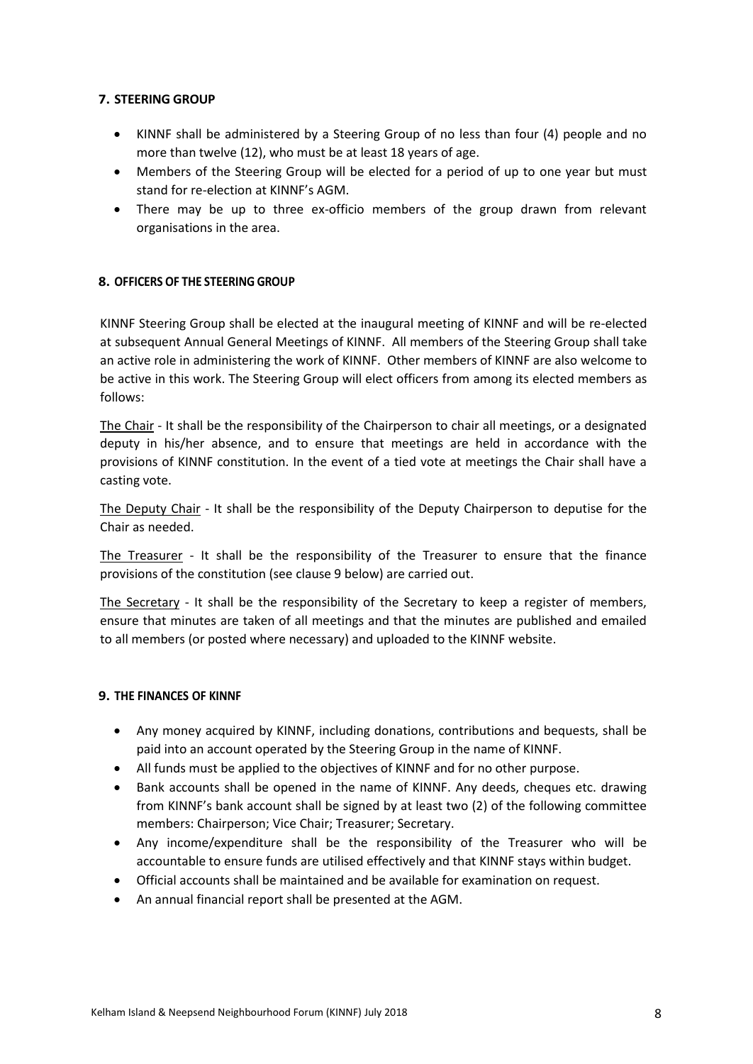## 7. STEERING GROUP

- KINNF shall be administered by a Steering Group of no less than four (4) people and no more than twelve (12), who must be at least 18 years of age.
- Members of the Steering Group will be elected for a period of up to one year but must stand for re-election at KINNF's AGM.
- There may be up to three ex-officio members of the group drawn from relevant organisations in the area.

## 8. OFFICERS OF THE STEERING GROUP

KINNF Steering Group shall be elected at the inaugural meeting of KINNF and will be re-elected at subsequent Annual General Meetings of KINNF. All members of the Steering Group shall take an active role in administering the work of KINNF. Other members of KINNF are also welcome to be active in this work. The Steering Group will elect officers from among its elected members as follows:

<u>The Chair</u> - It shall be the responsibility of the Chairperson to chair all meetings, or a designated deputy in his/her absence, and to ensure that meetings are held in accordance with the provisions of KINNF constitution. In the event of a tied vote at meetings the Chair shall have a casting vote.

<u>The Deputy Chair</u> - It shall be the responsibility of the Deputy Chairperson to deputise for the Chair as needed.

<u>The Treasurer</u> - It shall be the responsibility of the Treasurer to ensure that the finance provisions of the constitution (see clause 9 below) are carried out.

<u>The Secretary</u> - It shall be the responsibility of the Secretary to keep a register of members, ensure that minutes are taken of all meetings and that the minutes are published and emailed to all members (or posted where necessary) and uploaded to the KINNF website.

## 9. THE FINANCES OF KINNF

- Any money acquired by KINNF, including donations, contributions and bequests, shall be paid into an account operated by the Steering Group in the name of KINNF.
- All funds must be applied to the objectives of KINNF and for no other purpose.
- Bank accounts shall be opened in the name of KINNF. Any deeds, cheques etc. drawing from KINNF's bank account shall be signed by at least two (2) of the following committee members: Chairperson; Vice Chair; Treasurer; Secretary.
- Any income/expenditure shall be the responsibility of the Treasurer who will be accountable to ensure funds are utilised effectively and that KINNF stays within budget.
- Official accounts shall be maintained and be available for examination on request.
- An annual financial report shall be presented at the AGM.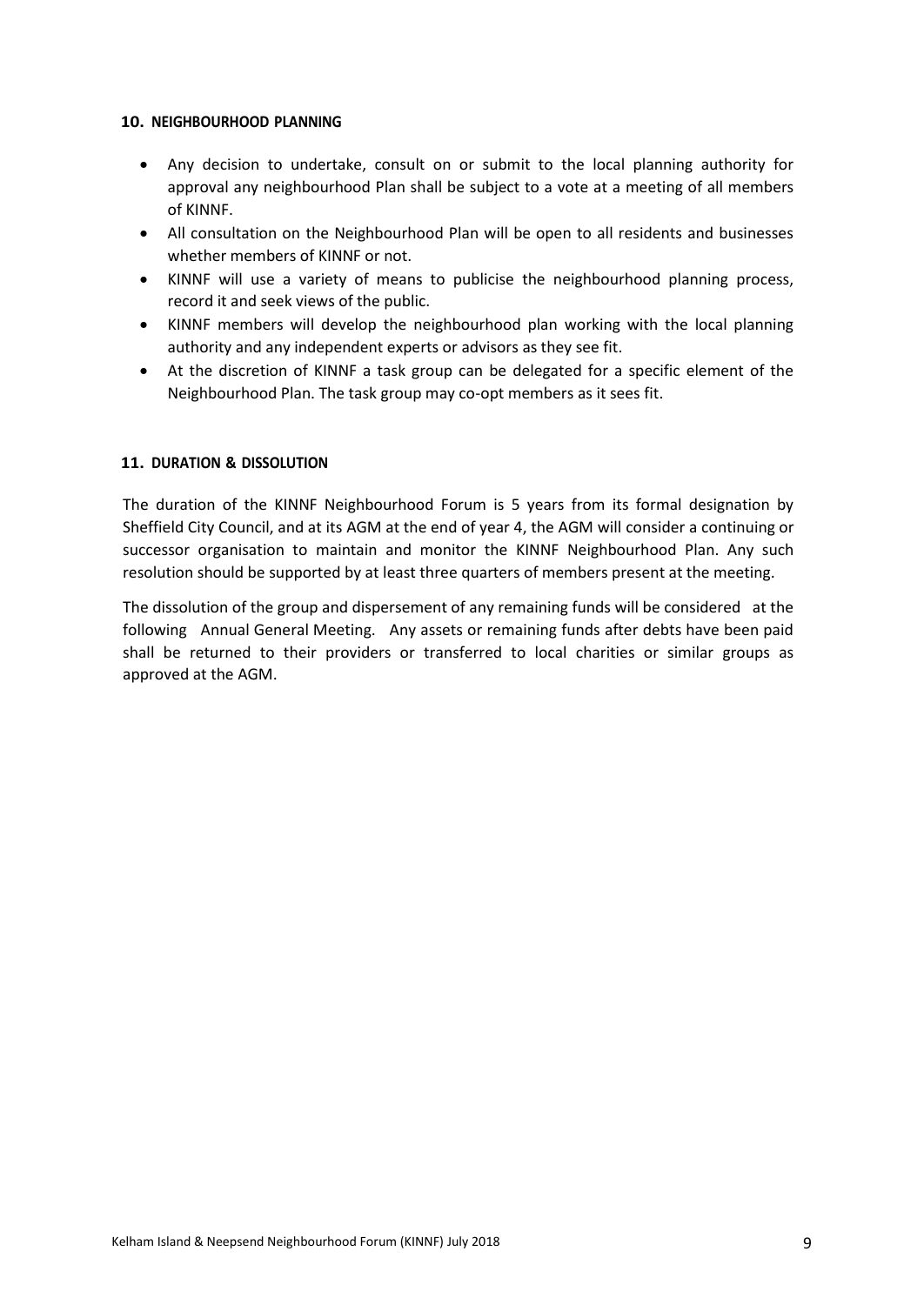## 10. NEIGHBOURHOOD PLANNING

- Any decision to undertake, consult on or submit to the local planning authority for approval any neighbourhood Plan shall be subject to a vote at a meeting of all members of KINNF.
- All consultation on the Neighbourhood Plan will be open to all residents and businesses whether members of KINNF or not.
- KINNF will use a variety of means to publicise the neighbourhood planning process, record it and seek views of the public.
- KINNF members will develop the neighbourhood plan working with the local planning authority and any independent experts or advisors as they see fit.
- At the discretion of KINNF a task group can be delegated for a specific element of the Neighbourhood Plan. The task group may co-opt members as it sees fit.

## 11. DURATION & DISSOLUTION

The duration of the KINNF Neighbourhood Forum is 5 years from its formal designation by Sheffield City Council, and at its AGM at the end of year 4, the AGM will consider a continuing or successor organisation to maintain and monitor the KINNF Neighbourhood Plan. Any such resolution should be supported by at least three quarters of members present at the meeting.

The dissolution of the group and dispersement of any remaining funds will be considered at the following Annual General Meeting. Any assets or remaining funds after debts have been paid shall be returned to their providers or transferred to local charities or similar groups as approved at the AGM.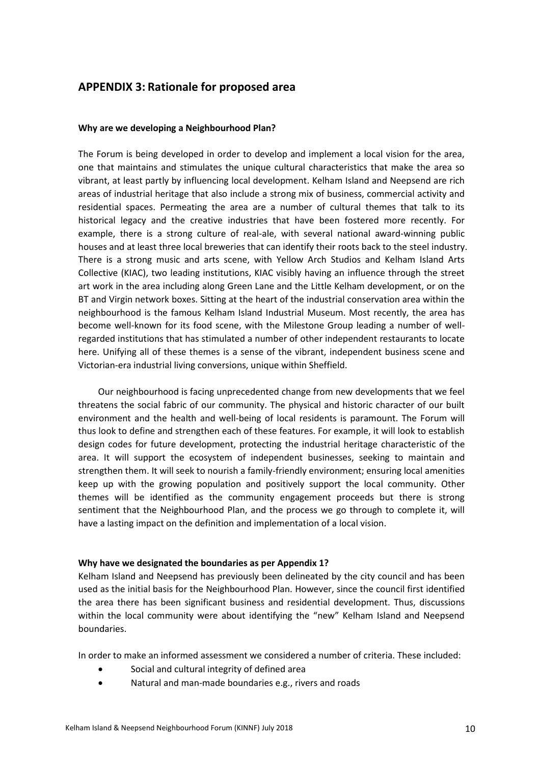## APPENDIX 3: Rationale for proposed area

**Why are we developing a Neighbourhood Plan?**

The Forum is being developed in order to develop and implement a local vision for the area, one that maintains and stimulates the unique cultural characteristics that make the area so vibrant, at least partly by influencing local development. Kelham Island and Neepsend are rich areas of industrial heritage that also include a strong mix of business, commercial activity and residential spaces. Permeating the area are a number of cultural themes that talk to its historical legacy and the creative industries that have been fostered more recently. For example, there is a strong culture of real-ale, with several national award-winning public houses and at least three local breweries that can identify their roots back to the steel industry. There is a strong music and arts scene, with Yellow Arch Studios and Kelham Island Arts Collective (KIAC), two leading institutions, KIAC visibly having an influence through the street art work in the area including along Green Lane and the Little Kelham development, or on the BT and Virgin network boxes. Sitting at the heart of the industrial conservation area within the neighbourhood is the famous Kelham Island Industrial Museum. Most recently, the area has become well-known for its food scene, with the Milestone Group leading a number of well-regarded institutions that has stimulated a number of other independent restaurants to locate here. Unifying all of these themes is a sense of the vibrant, independent business scene and Victorian-era industrial living conversions, unique within Sheffield.

Our neighbourhood is facing unprecedented change from new developments that we feel threatens the social fabric of our community. The physical and historic character of our built environment and the health and well-being of local residents is paramount. The Forum will thus look to define and strengthen each of these features. For example, it will look to establish design codes for future development, protecting the industrial heritage characteristic of the area. It will support the ecosystem of independent businesses, seeking to maintain and strengthen them. It will seek to nourish a family-friendly environment; ensuring local amenities keep up with the growing population and positively support the local community. Other themes will be identified as the community engagement proceeds but there is strong sentiment that the Neighbourhood Plan, and the process we go through to complete it, will have a lasting impact on the definition and implementation of a local vision.

**Why have we designated the boundaries as per Appendix 1?**

Kelham Island and Neepsend has previously been delineated by the city council and has been used as the initial basis for the Neighbourhood Plan. However, since the council first identified the area there has been significant business and residential development. Thus, discussions within the local community were about identifying the "new" Kelham Island and Neepsend boundaries.

In order to make an informed assessment we considered a number of criteria. These included:

- Social and cultural integrity of defined area
- Natural and man-made boundaries e.g., rivers and roads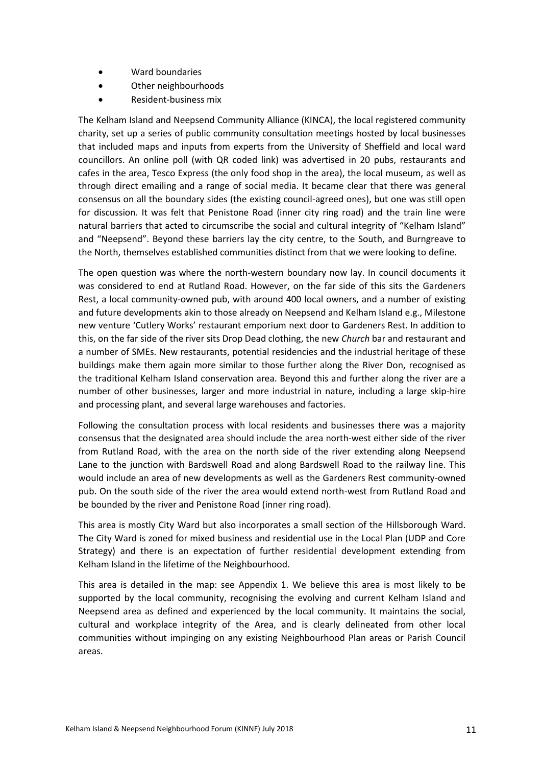- Ward boundaries
- Other neighbourhoods
- Resident-business mix

The Kelham Island and Neepsend Community Alliance (KINCA), the local registered community charity, set up a series of public community consultation meetings hosted by local businesses that included maps and inputs from experts from the University of Sheffield and local ward councillors. An online poll (with QR coded link) was advertised in 20 pubs, restaurants and cafes in the area, Tesco Express (the only food shop in the area), the local museum, as well as through direct emailing and a range of social media. It became clear that there was general consensus on all the boundary sides (the existing council-agreed ones), but one was still open for discussion. It was felt that Penistone Road (inner city ring road) and the train line were natural barriers that acted to circumscribe the social and cultural integrity of "Kelham Island" and "Neepsend". Beyond these barriers lay the city centre, to the South, and Burngreave to the North, themselves established communities distinct from that we were looking to define.

The open question was where the north-western boundary now lay. In council documents it was considered to end at Rutland Road. However, on the far side of this sits the Gardeners Rest, a local community-owned pub, with around 400 local owners, and a number of existing and future developments akin to those already on Neepsend and Kelham Island e.g., Milestone new venture 'Cutlery Works' restaurant emporium next door to Gardeners Rest. In addition to this, on the far side of the river sits Drop Dead clothing, the new *Church* bar and restaurant and a number of SMEs. New restaurants, potential residencies and the industrial heritage of these buildings make them again more similar to those further along the River Don, recognised as the traditional Kelham Island conservation area. Beyond this and further along the river are a number of other businesses, larger and more industrial in nature, including a large skip-hire and processing plant, and several large warehouses and factories.

Following the consultation process with local residents and businesses there was a majority consensus that the designated area should include the area north-west either side of the river from Rutland Road, with the area on the north side of the river extending along Neepsend Lane to the junction with Bardswell Road and along Bardswell Road to the railway line. This would include an area of new developments as well as the Gardeners Rest community-owned pub. On the south side of the river the area would extend north-west from Rutland Road and be bounded by the river and Penistone Road (inner ring road).

This area is mostly City Ward but also incorporates a small section of the Hillsborough Ward. The City Ward is zoned for mixed business and residential use in the Local Plan (UDP and Core Strategy) and there is an expectation of further residential development extending from Kelham Island in the lifetime of the Neighbourhood.

This area is detailed in the map: see Appendix 1. We believe this area is most likely to be supported by the local community, recognising the evolving and current Kelham Island and Neepsend area as defined and experienced by the local community. It maintains the social, cultural and workplace integrity of the Area, and is clearly delineated from other local communities without impinging on any existing Neighbourhood Plan areas or Parish Council areas.